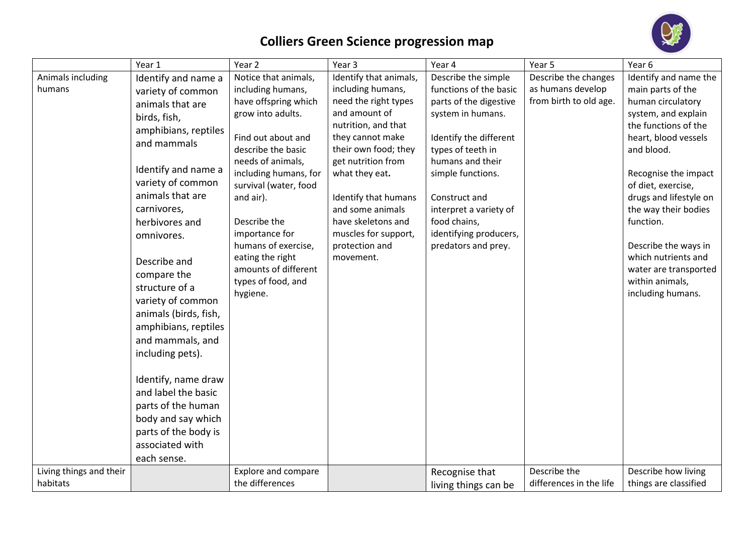# Colliers Green Science progression map

| | Year 1 | Year 2 | Year 3 | Year 4 | Year 5 | Year 6 |
|---|---|---|---|---|---|---|
| Animals including humans | Identify and name a variety of common animals that are birds, fish, amphibians, reptiles and mammals<br><br>Identify and name a variety of common animals that are carnivores, herbivores and omnivores.<br><br>Describe and compare the structure of a variety of common animals (birds, fish, amphibians, reptiles and mammals, and including pets).<br><br>Identify, name draw and label the basic parts of the human body and say which parts of the body is associated with each sense. | Notice that animals, including humans, have offspring which grow into adults.<br><br>Find out about and describe the basic needs of animals, including humans, for survival (water, food and air).<br><br>Describe the importance for humans of exercise, eating the right amounts of different types of food, and hygiene. | Identify that animals, including humans, need the right types and amount of nutrition, and that they cannot make their own food; they get nutrition from what they eat**.**<br><br>Identify that humans and some animals have skeletons and muscles for support, protection and movement. | Describe the simple functions of the basic parts of the digestive system in humans.<br><br>Identify the different types of teeth in humans and their simple functions.<br><br>Construct and interpret a variety of food chains, identifying producers, predators and prey. | Describe the changes as humans develop from birth to old age. | Identify and name the main parts of the human circulatory system, and explain the functions of the heart, blood vessels and blood.<br><br>Recognise the impact of diet, exercise, drugs and lifestyle on the way their bodies function.<br><br>Describe the ways in which nutrients and water are transported within animals, including humans. |
| Living things and their habitats | | Explore and compare the differences | | Recognise that living things can be | Describe the differences in the life | Describe how living things are classified |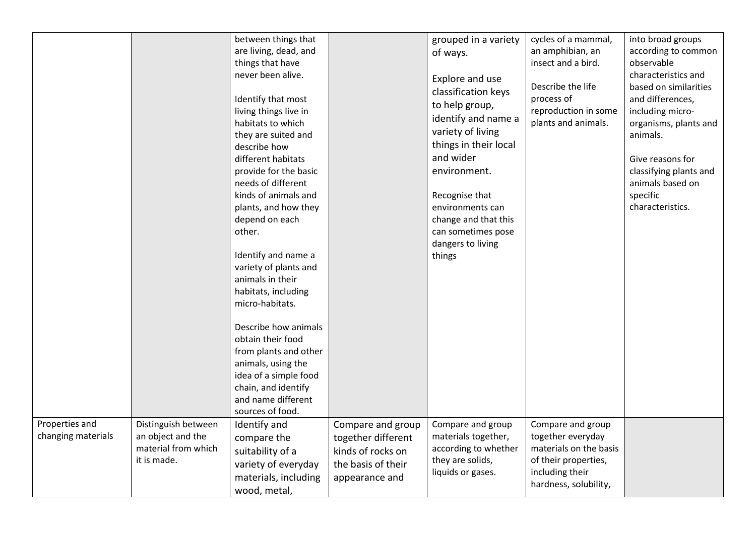| | | | | | | |
|---|---|---|---|---|---|---|
| | | between things that are living, dead, and things that have never been alive.<br><br>Identify that most living things live in habitats to which they are suited and describe how different habitats provide for the basic needs of different kinds of animals and plants, and how they depend on each other.<br><br>Identify and name a variety of plants and animals in their habitats, including micro-habitats.<br><br>Describe how animals obtain their food from plants and other animals, using the idea of a simple food chain, and identify and name different sources of food. | | grouped in a variety of ways.<br><br>Explore and use classification keys to help group, identify and name a variety of living things in their local and wider environment.<br><br>Recognise that environments can change and that this can sometimes pose dangers to living things | cycles of a mammal, an amphibian, an insect and a bird.<br><br>Describe the life process of reproduction in some plants and animals. | into broad groups according to common observable characteristics and based on similarities and differences, including micro-organisms, plants and animals.<br><br>Give reasons for classifying plants and animals based on specific characteristics. |
| Properties and changing materials | Distinguish between an object and the material from which it is made. | Identify and compare the suitability of a variety of everyday materials, including wood, metal, | Compare and group together different kinds of rocks on the basis of their appearance and | Compare and group materials together, according to whether they are solids, liquids or gases. | Compare and group together everyday materials on the basis of their properties, including their hardness, solubility, | |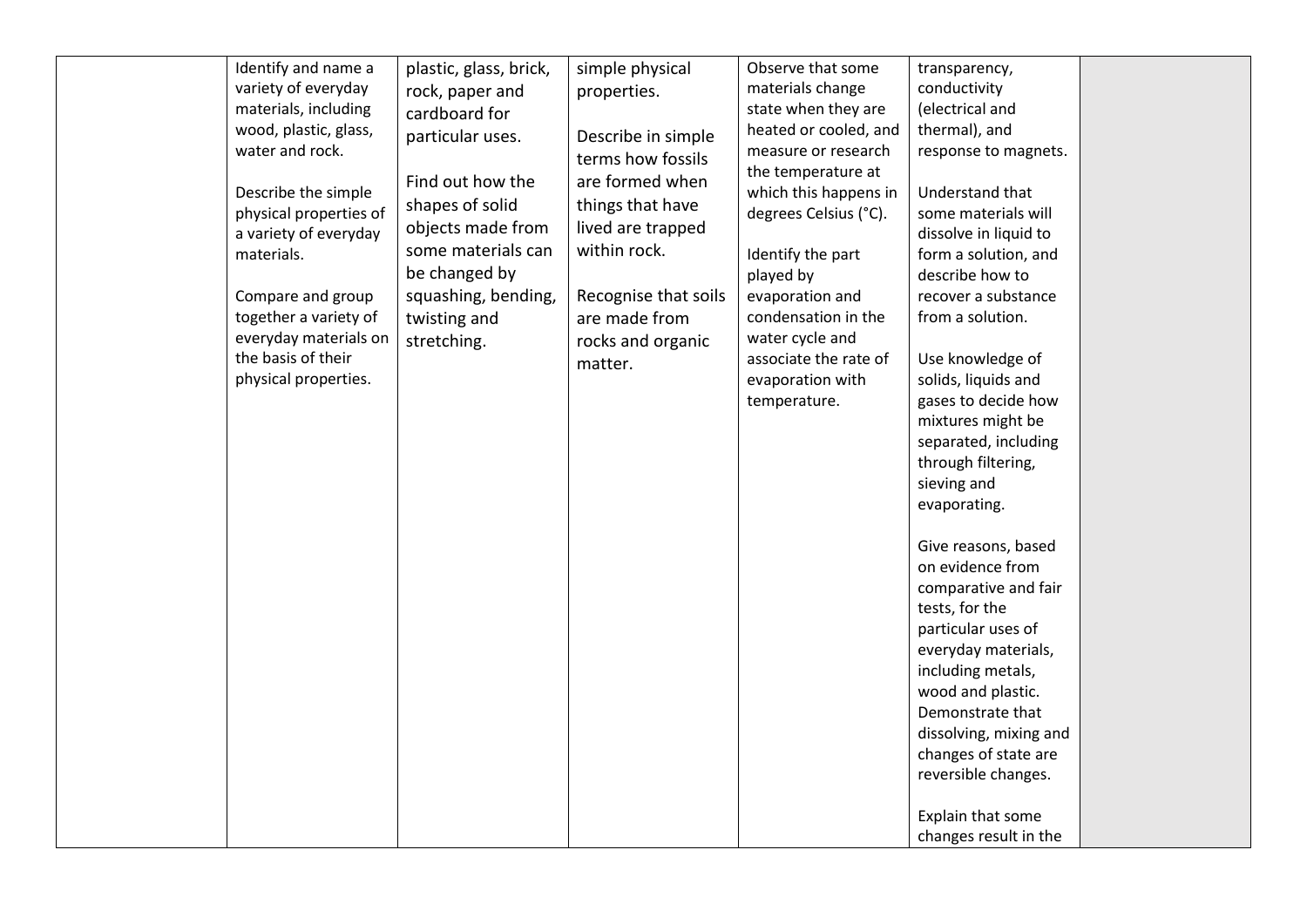| | | | | | | |
|---|---|---|---|---|---|---|
| | Identify and name a variety of everyday materials, including wood, plastic, glass, water and rock.<br><br>Describe the simple physical properties of a variety of everyday materials.<br><br>Compare and group together a variety of everyday materials on the basis of their physical properties. | plastic, glass, brick, rock, paper and cardboard for particular uses.<br><br>Find out how the shapes of solid objects made from some materials can be changed by squashing, bending, twisting and stretching. | simple physical properties.<br><br>Describe in simple terms how fossils are formed when things that have lived are trapped within rock.<br><br>Recognise that soils are made from rocks and organic matter. | Observe that some materials change state when they are heated or cooled, and measure or research the temperature at which this happens in degrees Celsius (°C).<br><br>Identify the part played by evaporation and condensation in the water cycle and associate the rate of evaporation with temperature. | transparency, conductivity (electrical and thermal), and response to magnets.<br><br>Understand that some materials will dissolve in liquid to form a solution, and describe how to recover a substance from a solution.<br><br>Use knowledge of solids, liquids and gases to decide how mixtures might be separated, including through filtering, sieving and evaporating.<br><br>Give reasons, based on evidence from comparative and fair tests, for the particular uses of everyday materials, including metals, wood and plastic. Demonstrate that dissolving, mixing and changes of state are reversible changes.<br><br>Explain that some changes result in the | |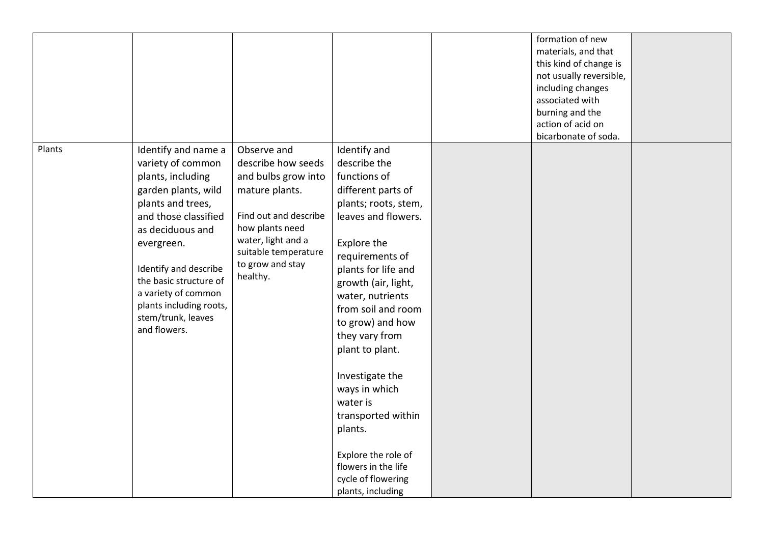| | | | | | | |
|---|---|---|---|---|---|---|
| | | | | | formation of new materials, and that this kind of change is not usually reversible, including changes associated with burning and the action of acid on bicarbonate of soda. | |
| Plants | Identify and name a variety of common plants, including garden plants, wild plants and trees, and those classified as deciduous and evergreen.<br><br>Identify and describe the basic structure of a variety of common plants including roots, stem/trunk, leaves and flowers. | Observe and describe how seeds and bulbs grow into mature plants.<br><br>Find out and describe how plants need water, light and a suitable temperature to grow and stay healthy. | Identify and describe the functions of different parts of plants; roots, stem, leaves and flowers.<br><br>Explore the requirements of plants for life and growth (air, light, water, nutrients from soil and room to grow) and how they vary from plant to plant.<br><br>Investigate the ways in which water is transported within plants.<br><br>Explore the role of flowers in the life cycle of flowering plants, including | | | |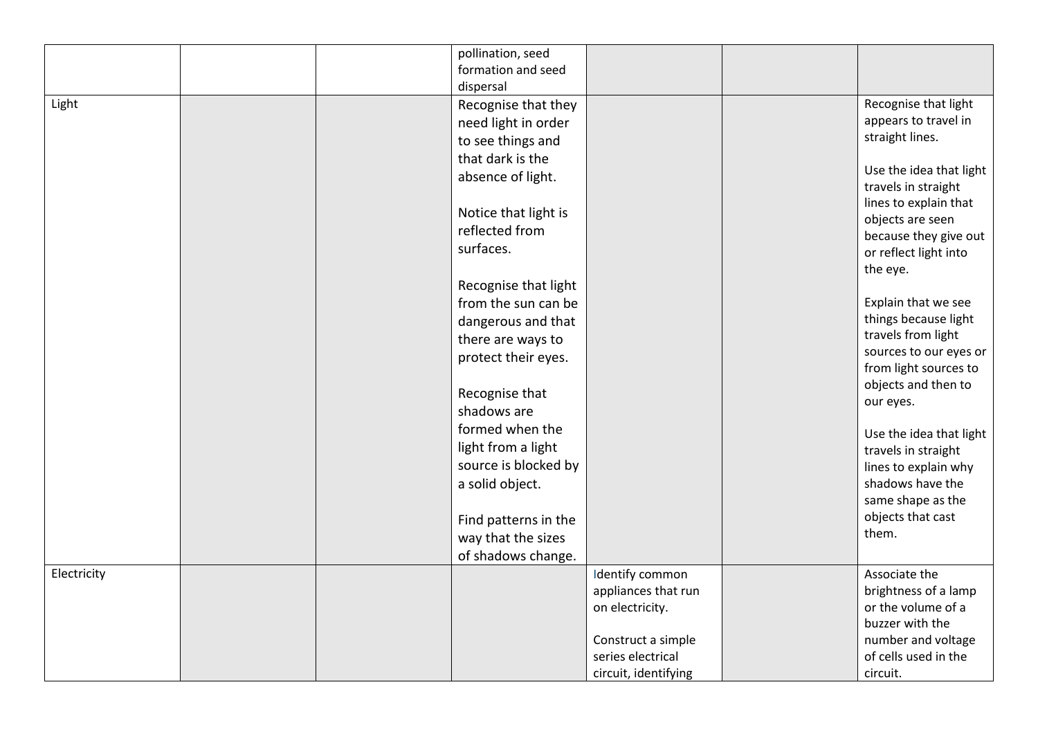| | | | | | | |
|---|---|---|---|---|---|---|
| | | | pollination, seed formation and seed dispersal | | | |
| Light | | | Recognise that they need light in order to see things and that dark is the absence of light.<br><br>Notice that light is reflected from surfaces.<br><br>Recognise that light from the sun can be dangerous and that there are ways to protect their eyes.<br><br>Recognise that shadows are formed when the light from a light source is blocked by a solid object.<br><br>Find patterns in the way that the sizes of shadows change. | | | Recognise that light appears to travel in straight lines.<br><br>Use the idea that light travels in straight lines to explain that objects are seen because they give out or reflect light into the eye.<br><br>Explain that we see things because light travels from light sources to our eyes or from light sources to objects and then to our eyes.<br><br>Use the idea that light travels in straight lines to explain why shadows have the same shape as the objects that cast them. |
| Electricity | | | | Identify common appliances that run on electricity.<br><br>Construct a simple series electrical circuit, identifying | | Associate the brightness of a lamp or the volume of a buzzer with the number and voltage of cells used in the circuit. |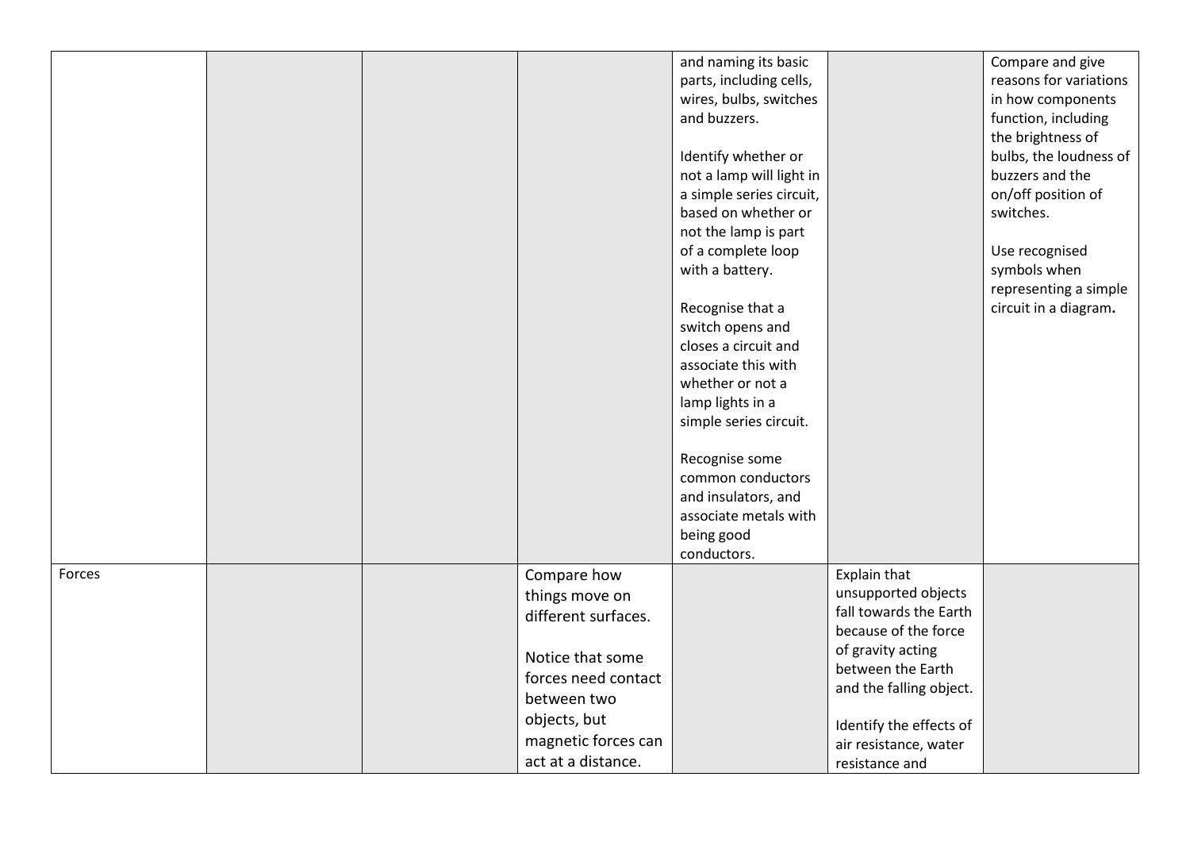| | | | | | | |
|---|---|---|---|---|---|---|
| | | | | and naming its basic parts, including cells, wires, bulbs, switches and buzzers.<br><br>Identify whether or not a lamp will light in a simple series circuit, based on whether or not the lamp is part of a complete loop with a battery.<br><br>Recognise that a switch opens and closes a circuit and associate this with whether or not a lamp lights in a simple series circuit.<br><br>Recognise some common conductors and insulators, and associate metals with being good conductors. | | Compare and give reasons for variations in how components function, including the brightness of bulbs, the loudness of buzzers and the on/off position of switches.<br><br>Use recognised symbols when representing a simple circuit in a diagram**.** |
| Forces | | | Compare how things move on different surfaces.<br><br>Notice that some forces need contact between two objects, but magnetic forces can act at a distance. | | Explain that unsupported objects fall towards the Earth because of the force of gravity acting between the Earth and the falling object.<br><br>Identify the effects of air resistance, water resistance and | |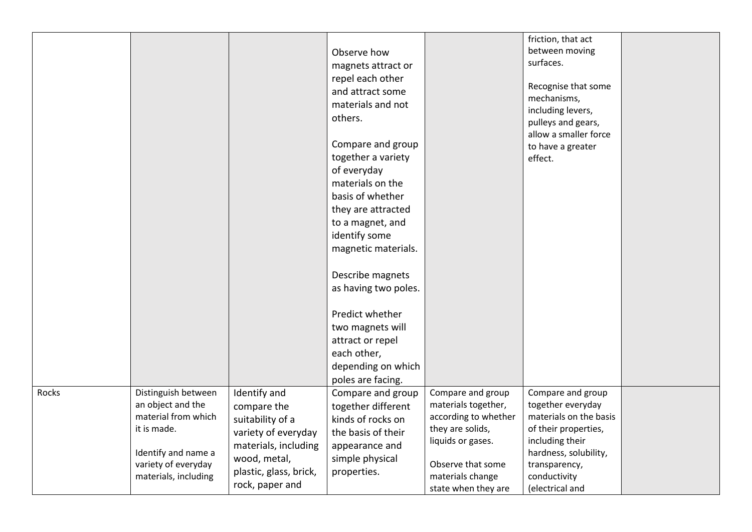| | | | | | | |
|---|---|---|---|---|---|---|
| | | | Observe how magnets attract or repel each other and attract some materials and not others.<br><br>Compare and group together a variety of everyday materials on the basis of whether they are attracted to a magnet, and identify some magnetic materials.<br><br>Describe magnets as having two poles.<br><br>Predict whether two magnets will attract or repel each other, depending on which poles are facing. | | friction, that act between moving surfaces.<br><br>Recognise that some mechanisms, including levers, pulleys and gears, allow a smaller force to have a greater effect. | |
| Rocks | Distinguish between an object and the material from which it is made.<br><br>Identify and name a variety of everyday materials, including | Identify and compare the suitability of a variety of everyday materials, including wood, metal, plastic, glass, brick, rock, paper and | Compare and group together different kinds of rocks on the basis of their appearance and simple physical properties. | Compare and group materials together, according to whether they are solids, liquids or gases.<br><br>Observe that some materials change state when they are | Compare and group together everyday materials on the basis of their properties, including their hardness, solubility, transparency, conductivity (electrical and | |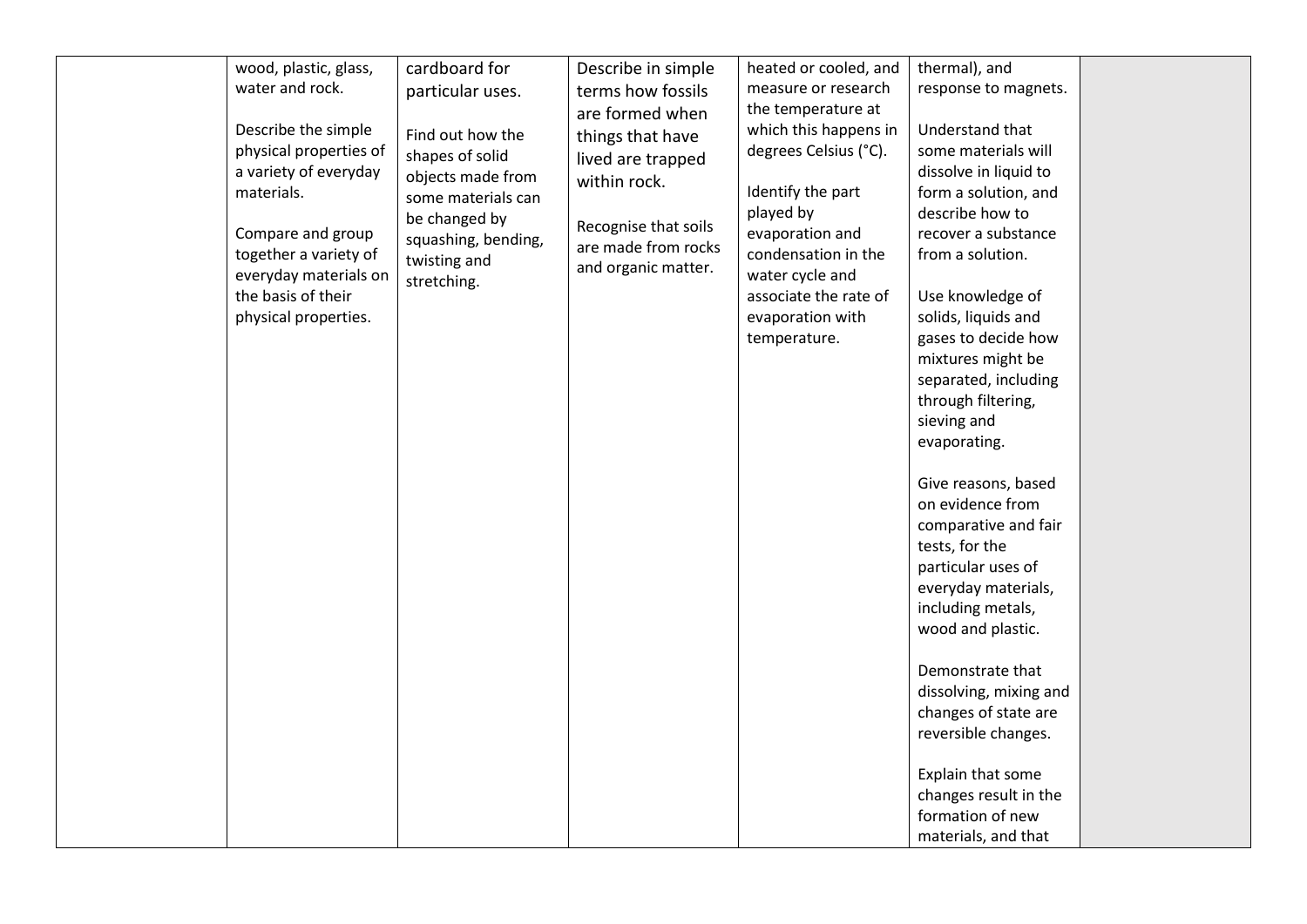|  |  |  |  |  |  |  |
|---|---|---|---|---|---|---|
|  | wood, plastic, glass, water and rock.<br><br>Describe the simple physical properties of a variety of everyday materials.<br><br>Compare and group together a variety of everyday materials on the basis of their physical properties. | cardboard for particular uses.<br><br>Find out how the shapes of solid objects made from some materials can be changed by squashing, bending, twisting and stretching. | Describe in simple terms how fossils are formed when things that have lived are trapped within rock.<br><br>Recognise that soils are made from rocks and organic matter. | heated or cooled, and measure or research the temperature at which this happens in degrees Celsius (°C).<br><br>Identify the part played by evaporation and condensation in the water cycle and associate the rate of evaporation with temperature. | thermal), and response to magnets.<br><br>Understand that some materials will dissolve in liquid to form a solution, and describe how to recover a substance from a solution.<br><br>Use knowledge of solids, liquids and gases to decide how mixtures might be separated, including through filtering, sieving and evaporating.<br><br>Give reasons, based on evidence from comparative and fair tests, for the particular uses of everyday materials, including metals, wood and plastic.<br><br>Demonstrate that dissolving, mixing and changes of state are reversible changes.<br><br>Explain that some changes result in the formation of new materials, and that |  |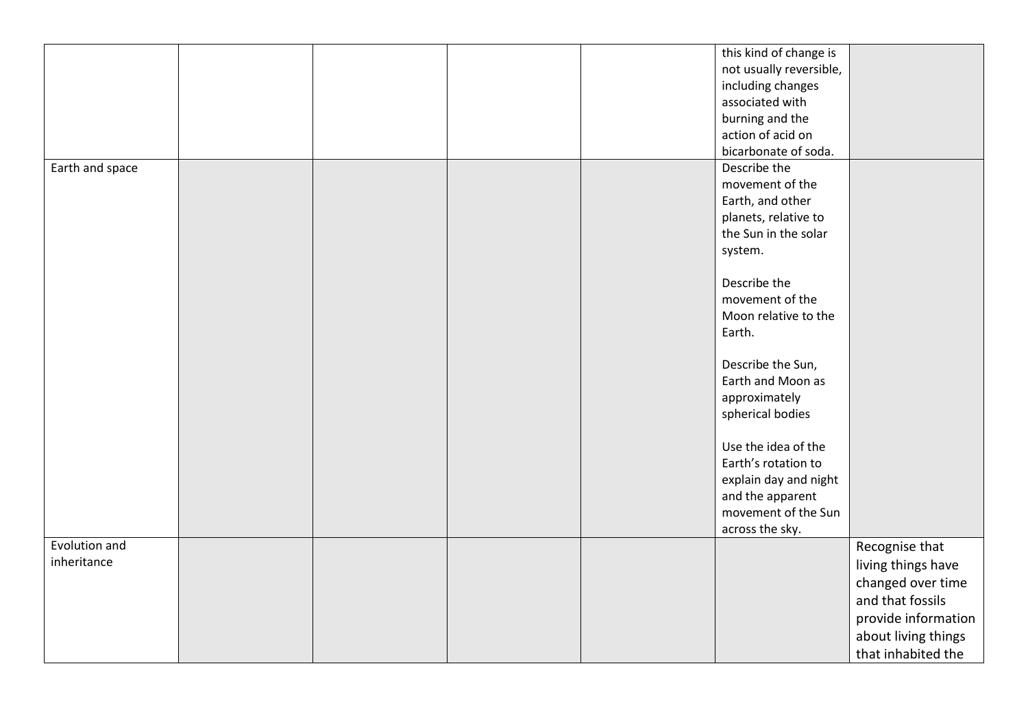| | | | | | | |
|---|---|---|---|---|---|---|
| | | | | | this kind of change is not usually reversible, including changes associated with burning and the action of acid on bicarbonate of soda. | |
| Earth and space | | | | | Describe the movement of the Earth, and other planets, relative to the Sun in the solar system.<br><br>Describe the movement of the Moon relative to the Earth.<br><br>Describe the Sun, Earth and Moon as approximately spherical bodies<br><br>Use the idea of the Earth's rotation to explain day and night and the apparent movement of the Sun across the sky. | |
| Evolution and inheritance | | | | | | Recognise that living things have changed over time and that fossils provide information about living things that inhabited the |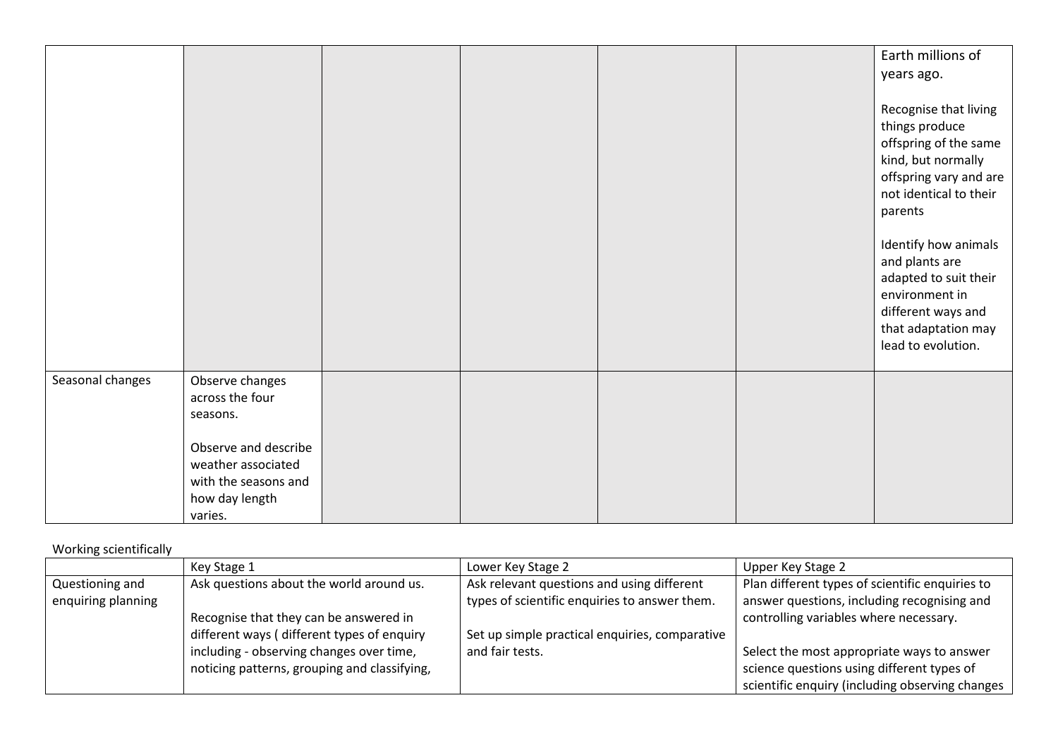|  |  |  |  |  |  |  |
|---|---|---|---|---|---|---|
|  |  |  |  |  |  | Earth millions of years ago.<br><br>Recognise that living things produce offspring of the same kind, but normally offspring vary and are not identical to their parents<br><br>Identify how animals and plants are adapted to suit their environment in different ways and that adaptation may lead to evolution. |
| Seasonal changes | Observe changes across the four seasons.<br><br>Observe and describe weather associated with the seasons and how day length varies. |  |  |  |  |  |

Working scientifically

|  | Key Stage 1 | Lower Key Stage 2 | Upper Key Stage 2 |
|---|---|---|---|
| Questioning and enquiring planning | Ask questions about the world around us.<br><br>Recognise that they can be answered in different ways ( different types of enquiry including - observing changes over time, noticing patterns, grouping and classifying, | Ask relevant questions and using different types of scientific enquiries to answer them.<br><br>Set up simple practical enquiries, comparative and fair tests. | Plan different types of scientific enquiries to answer questions, including recognising and controlling variables where necessary.<br><br>Select the most appropriate ways to answer science questions using different types of scientific enquiry (including observing changes |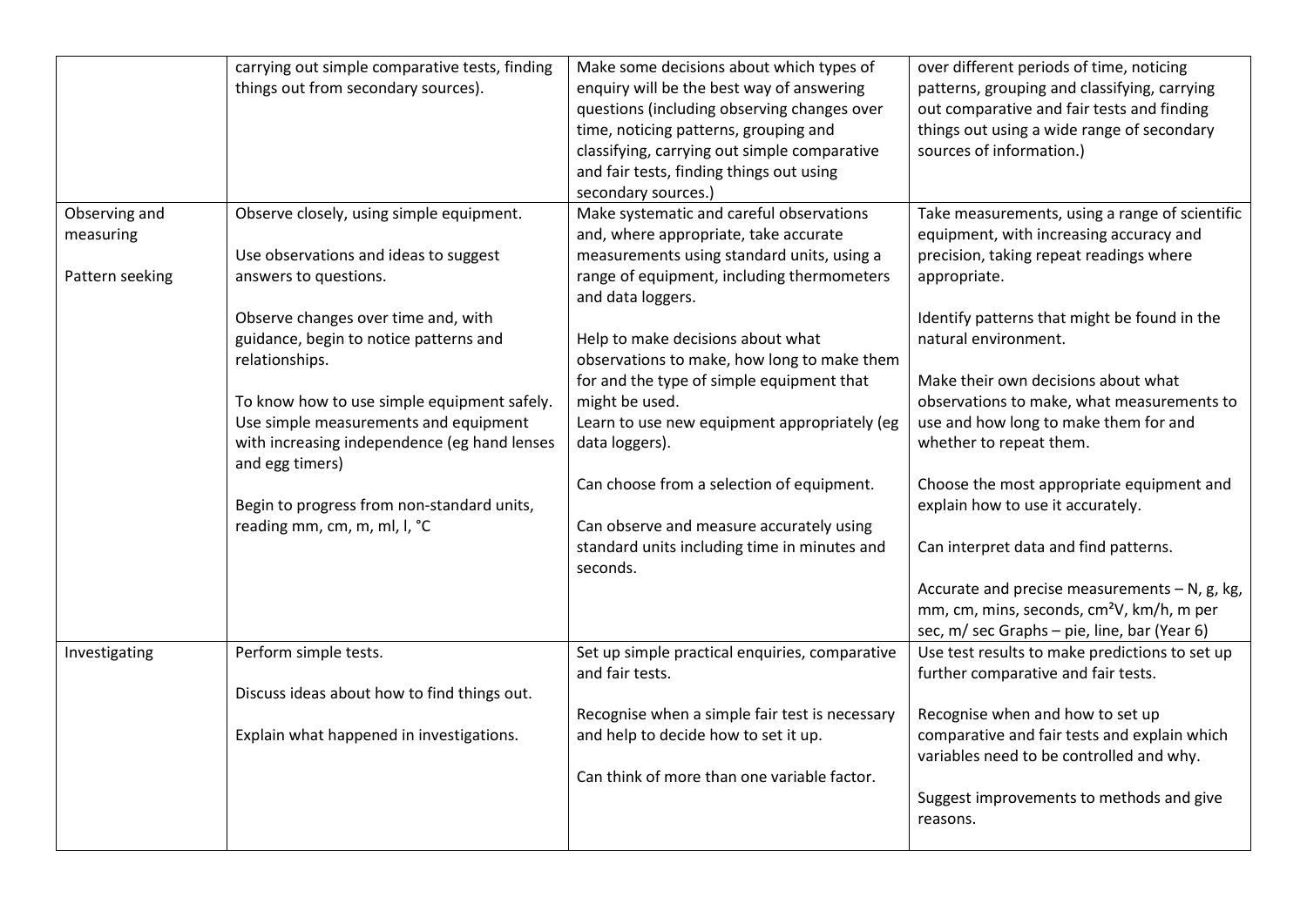| | | | |
|---|---|---|---|
| | carrying out simple comparative tests, finding things out from secondary sources). | Make some decisions about which types of enquiry will be the best way of answering questions (including observing changes over time, noticing patterns, grouping and classifying, carrying out simple comparative and fair tests, finding things out using secondary sources.) | over different periods of time, noticing patterns, grouping and classifying, carrying out comparative and fair tests and finding things out using a wide range of secondary sources of information.) |
| Observing and measuring<br><br>Pattern seeking | Observe closely, using simple equipment.<br><br>Use observations and ideas to suggest answers to questions.<br><br>Observe changes over time and, with guidance, begin to notice patterns and relationships.<br><br>To know how to use simple equipment safely. Use simple measurements and equipment with increasing independence (eg hand lenses and egg timers)<br><br>Begin to progress from non-standard units, reading mm, cm, m, ml, l, °C | Make systematic and careful observations and, where appropriate, take accurate measurements using standard units, using a range of equipment, including thermometers and data loggers.<br><br>Help to make decisions about what observations to make, how long to make them for and the type of simple equipment that might be used.<br>Learn to use new equipment appropriately (eg data loggers).<br><br>Can choose from a selection of equipment.<br><br>Can observe and measure accurately using standard units including time in minutes and seconds. | Take measurements, using a range of scientific equipment, with increasing accuracy and precision, taking repeat readings where appropriate.<br><br>Identify patterns that might be found in the natural environment.<br><br>Make their own decisions about what observations to make, what measurements to use and how long to make them for and whether to repeat them.<br><br>Choose the most appropriate equipment and explain how to use it accurately.<br><br>Can interpret data and find patterns.<br><br>Accurate and precise measurements – N, g, kg, mm, cm, mins, seconds, $cm^2$V, km/h, m per sec, m/ sec Graphs – pie, line, bar (Year 6) |
| Investigating | Perform simple tests.<br><br>Discuss ideas about how to find things out.<br><br>Explain what happened in investigations. | Set up simple practical enquiries, comparative and fair tests.<br><br>Recognise when a simple fair test is necessary and help to decide how to set it up.<br><br>Can think of more than one variable factor. | Use test results to make predictions to set up further comparative and fair tests.<br><br>Recognise when and how to set up comparative and fair tests and explain which variables need to be controlled and why.<br><br>Suggest improvements to methods and give reasons. |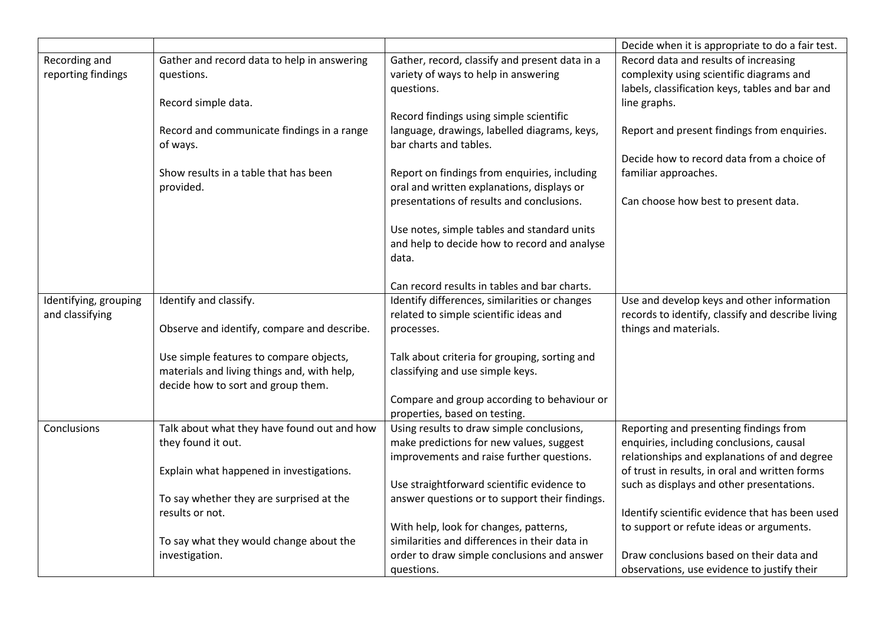| | | | |
|---|---|---|---|
| | | | Decide when it is appropriate to do a fair test. |
| Recording and reporting findings | Gather and record data to help in answering questions.<br><br>Record simple data.<br><br>Record and communicate findings in a range of ways.<br><br>Show results in a table that has been provided. | Gather, record, classify and present data in a variety of ways to help in answering questions.<br><br>Record findings using simple scientific language, drawings, labelled diagrams, keys, bar charts and tables.<br><br>Report on findings from enquiries, including oral and written explanations, displays or presentations of results and conclusions.<br><br>Use notes, simple tables and standard units and help to decide how to record and analyse data.<br><br>Can record results in tables and bar charts. | Record data and results of increasing complexity using scientific diagrams and labels, classification keys, tables and bar and line graphs.<br><br>Report and present findings from enquiries.<br><br>Decide how to record data from a choice of familiar approaches.<br><br>Can choose how best to present data. |
| Identifying, grouping and classifying | Identify and classify.<br><br>Observe and identify, compare and describe.<br><br>Use simple features to compare objects, materials and living things and, with help, decide how to sort and group them. | Identify differences, similarities or changes related to simple scientific ideas and processes.<br><br>Talk about criteria for grouping, sorting and classifying and use simple keys.<br><br>Compare and group according to behaviour or properties, based on testing. | Use and develop keys and other information records to identify, classify and describe living things and materials. |
| Conclusions | Talk about what they have found out and how they found it out.<br><br>Explain what happened in investigations.<br><br>To say whether they are surprised at the results or not.<br><br>To say what they would change about the investigation. | Using results to draw simple conclusions, make predictions for new values, suggest improvements and raise further questions.<br><br>Use straightforward scientific evidence to answer questions or to support their findings.<br><br>With help, look for changes, patterns, similarities and differences in their data in order to draw simple conclusions and answer questions. | Reporting and presenting findings from enquiries, including conclusions, causal relationships and explanations of and degree of trust in results, in oral and written forms such as displays and other presentations.<br><br>Identify scientific evidence that has been used to support or refute ideas or arguments.<br><br>Draw conclusions based on their data and observations, use evidence to justify their |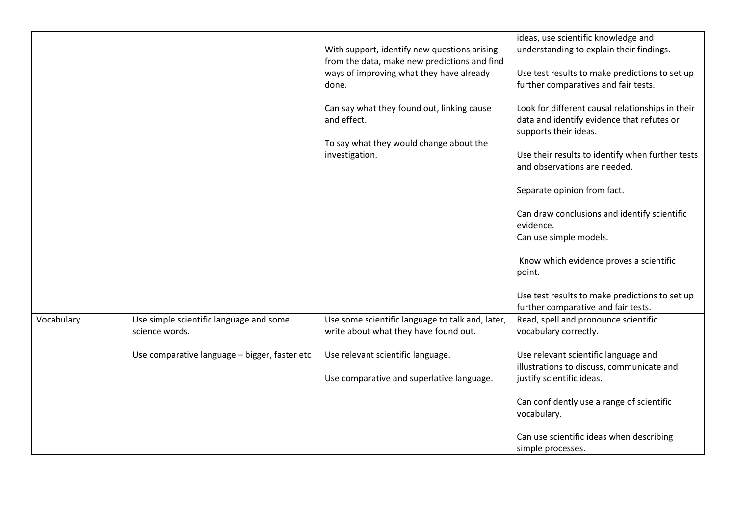| | | | |
|---|---|---|---|
| | | With support, identify new questions arising from the data, make new predictions and find ways of improving what they have already done.<br><br>Can say what they found out, linking cause and effect.<br><br>To say what they would change about the investigation. | ideas, use scientific knowledge and understanding to explain their findings.<br><br>Use test results to make predictions to set up further comparatives and fair tests.<br><br>Look for different causal relationships in their data and identify evidence that refutes or supports their ideas.<br><br>Use their results to identify when further tests and observations are needed.<br><br>Separate opinion from fact.<br><br>Can draw conclusions and identify scientific evidence.<br>Can use simple models.<br><br>Know which evidence proves a scientific point.<br><br>Use test results to make predictions to set up further comparative and fair tests. |
| Vocabulary | Use simple scientific language and some science words.<br><br>Use comparative language – bigger, faster etc | Use some scientific language to talk and, later, write about what they have found out.<br><br>Use relevant scientific language.<br><br>Use comparative and superlative language. | Read, spell and pronounce scientific vocabulary correctly.<br><br>Use relevant scientific language and illustrations to discuss, communicate and justify scientific ideas.<br><br>Can confidently use a range of scientific vocabulary.<br><br>Can use scientific ideas when describing simple processes. |